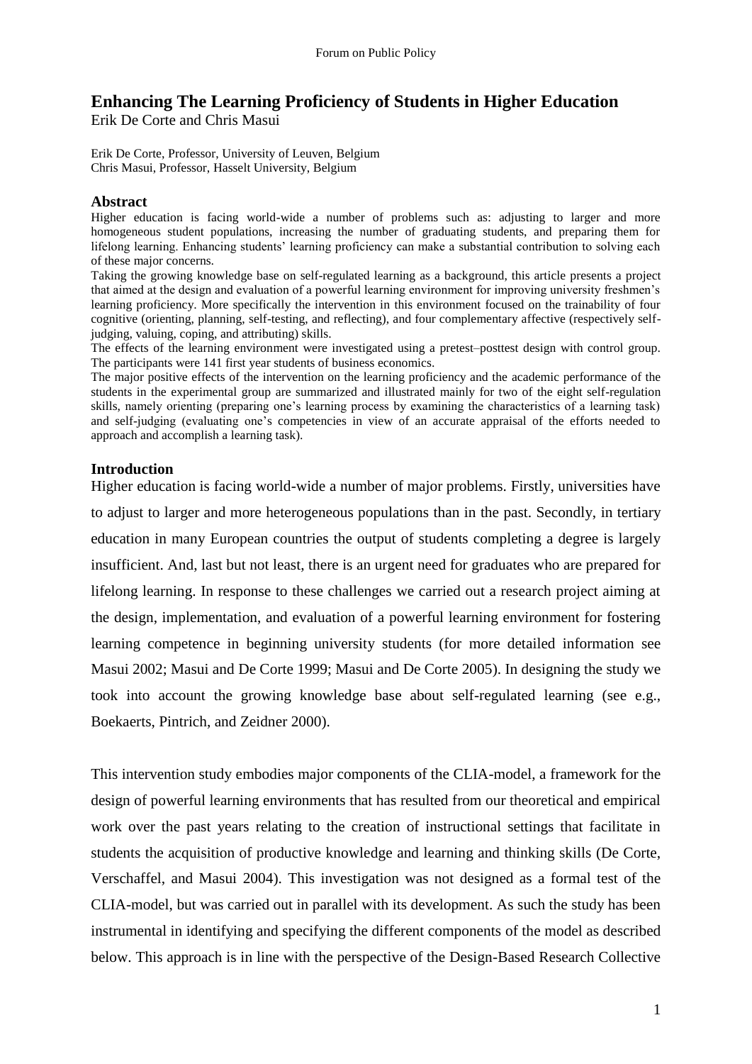# Enhancing The Learning Proficiency of Students in Higher Education

Erik De Corte and Chris Masui

Erik De Corte, Professor, University of Leuven, Belgium
Chris Masui, Professor, Hasselt University, Belgium

## Abstract

Higher education is facing world-wide a number of problems such as: adjusting to larger and more homogeneous student populations, increasing the number of graduating students, and preparing them for lifelong learning. Enhancing students' learning proficiency can make a substantial contribution to solving each of these major concerns.

Taking the growing knowledge base on self-regulated learning as a background, this article presents a project that aimed at the design and evaluation of a powerful learning environment for improving university freshmen's learning proficiency. More specifically the intervention in this environment focused on the trainability of four cognitive (orienting, planning, self-testing, and reflecting), and four complementary affective (respectively self-judging, valuing, coping, and attributing) skills.

The effects of the learning environment were investigated using a pretest–posttest design with control group. The participants were 141 first year students of business economics.

The major positive effects of the intervention on the learning proficiency and the academic performance of the students in the experimental group are summarized and illustrated mainly for two of the eight self-regulation skills, namely orienting (preparing one's learning process by examining the characteristics of a learning task) and self-judging (evaluating one's competencies in view of an accurate appraisal of the efforts needed to approach and accomplish a learning task).

## Introduction

Higher education is facing world-wide a number of major problems. Firstly, universities have to adjust to larger and more heterogeneous populations than in the past. Secondly, in tertiary education in many European countries the output of students completing a degree is largely insufficient. And, last but not least, there is an urgent need for graduates who are prepared for lifelong learning. In response to these challenges we carried out a research project aiming at the design, implementation, and evaluation of a powerful learning environment for fostering learning competence in beginning university students (for more detailed information see Masui 2002; Masui and De Corte 1999; Masui and De Corte 2005). In designing the study we took into account the growing knowledge base about self-regulated learning (see e.g., Boekaerts, Pintrich, and Zeidner 2000).

This intervention study embodies major components of the CLIA-model, a framework for the design of powerful learning environments that has resulted from our theoretical and empirical work over the past years relating to the creation of instructional settings that facilitate in students the acquisition of productive knowledge and learning and thinking skills (De Corte, Verschaffel, and Masui 2004). This investigation was not designed as a formal test of the CLIA-model, but was carried out in parallel with its development. As such the study has been instrumental in identifying and specifying the different components of the model as described below. This approach is in line with the perspective of the Design-Based Research Collective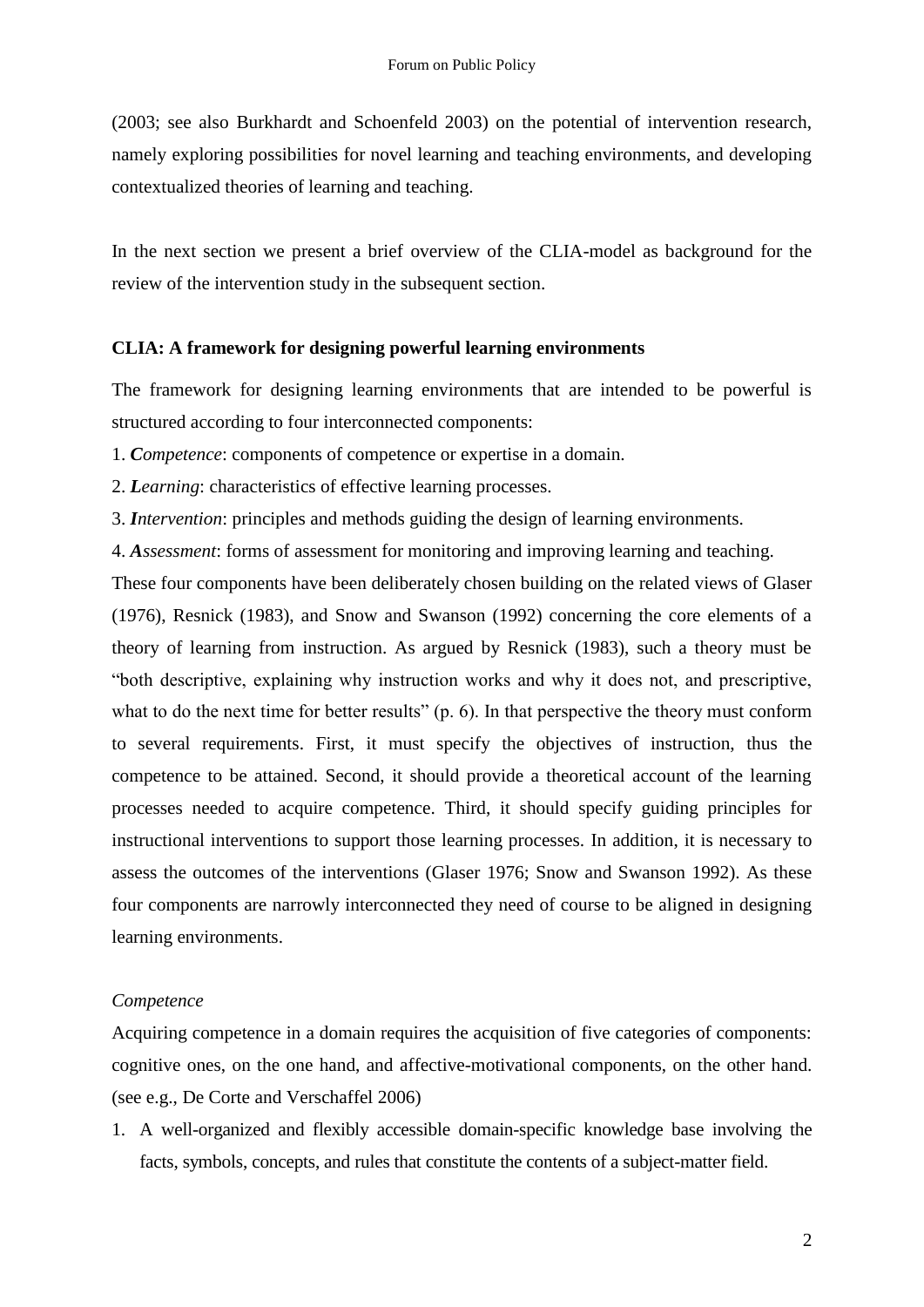(2003; see also Burkhardt and Schoenfeld 2003) on the potential of intervention research, namely exploring possibilities for novel learning and teaching environments, and developing contextualized theories of learning and teaching.

In the next section we present a brief overview of the CLIA-model as background for the review of the intervention study in the subsequent section.

## CLIA: A framework for designing powerful learning environments

The framework for designing learning environments that are intended to be powerful is structured according to four interconnected components:

1. ***C****ompetence*: components of competence or expertise in a domain.
2. ***L****earning*: characteristics of effective learning processes.
3. ***I****ntervention*: principles and methods guiding the design of learning environments.
4. ***A****ssessment*: forms of assessment for monitoring and improving learning and teaching.

These four components have been deliberately chosen building on the related views of Glaser (1976), Resnick (1983), and Snow and Swanson (1992) concerning the core elements of a theory of learning from instruction. As argued by Resnick (1983), such a theory must be "both descriptive, explaining why instruction works and why it does not, and prescriptive, what to do the next time for better results" (p. 6). In that perspective the theory must conform to several requirements. First, it must specify the objectives of instruction, thus the competence to be attained. Second, it should provide a theoretical account of the learning processes needed to acquire competence. Third, it should specify guiding principles for instructional interventions to support those learning processes. In addition, it is necessary to assess the outcomes of the interventions (Glaser 1976; Snow and Swanson 1992). As these four components are narrowly interconnected they need of course to be aligned in designing learning environments.

### *Competence*

Acquiring competence in a domain requires the acquisition of five categories of components: cognitive ones, on the one hand, and affective-motivational components, on the other hand. (see e.g., De Corte and Verschaffel 2006)

1. A well-organized and flexibly accessible domain-specific knowledge base involving the facts, symbols, concepts, and rules that constitute the contents of a subject-matter field.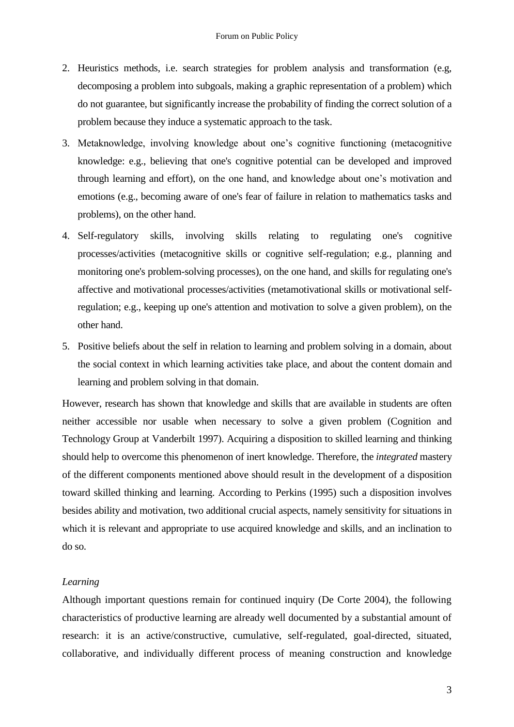2. Heuristics methods, i.e. search strategies for problem analysis and transformation (e.g, decomposing a problem into subgoals, making a graphic representation of a problem) which do not guarantee, but significantly increase the probability of finding the correct solution of a problem because they induce a systematic approach to the task.
3. Metaknowledge, involving knowledge about one's cognitive functioning (metacognitive knowledge: e.g., believing that one's cognitive potential can be developed and improved through learning and effort), on the one hand, and knowledge about one's motivation and emotions (e.g., becoming aware of one's fear of failure in relation to mathematics tasks and problems), on the other hand.
4. Self-regulatory skills, involving skills relating to regulating one's cognitive processes/activities (metacognitive skills or cognitive self-regulation; e.g., planning and monitoring one's problem-solving processes), on the one hand, and skills for regulating one's affective and motivational processes/activities (metamotivational skills or motivational self-regulation; e.g., keeping up one's attention and motivation to solve a given problem), on the other hand.
5. Positive beliefs about the self in relation to learning and problem solving in a domain, about the social context in which learning activities take place, and about the content domain and learning and problem solving in that domain.

However, research has shown that knowledge and skills that are available in students are often neither accessible nor usable when necessary to solve a given problem (Cognition and Technology Group at Vanderbilt 1997). Acquiring a disposition to skilled learning and thinking should help to overcome this phenomenon of inert knowledge. Therefore, the *integrated* mastery of the different components mentioned above should result in the development of a disposition toward skilled thinking and learning. According to Perkins (1995) such a disposition involves besides ability and motivation, two additional crucial aspects, namely sensitivity for situations in which it is relevant and appropriate to use acquired knowledge and skills, and an inclination to do so.

*Learning*

Although important questions remain for continued inquiry (De Corte 2004), the following characteristics of productive learning are already well documented by a substantial amount of research: it is an active/constructive, cumulative, self-regulated, goal-directed, situated, collaborative, and individually different process of meaning construction and knowledge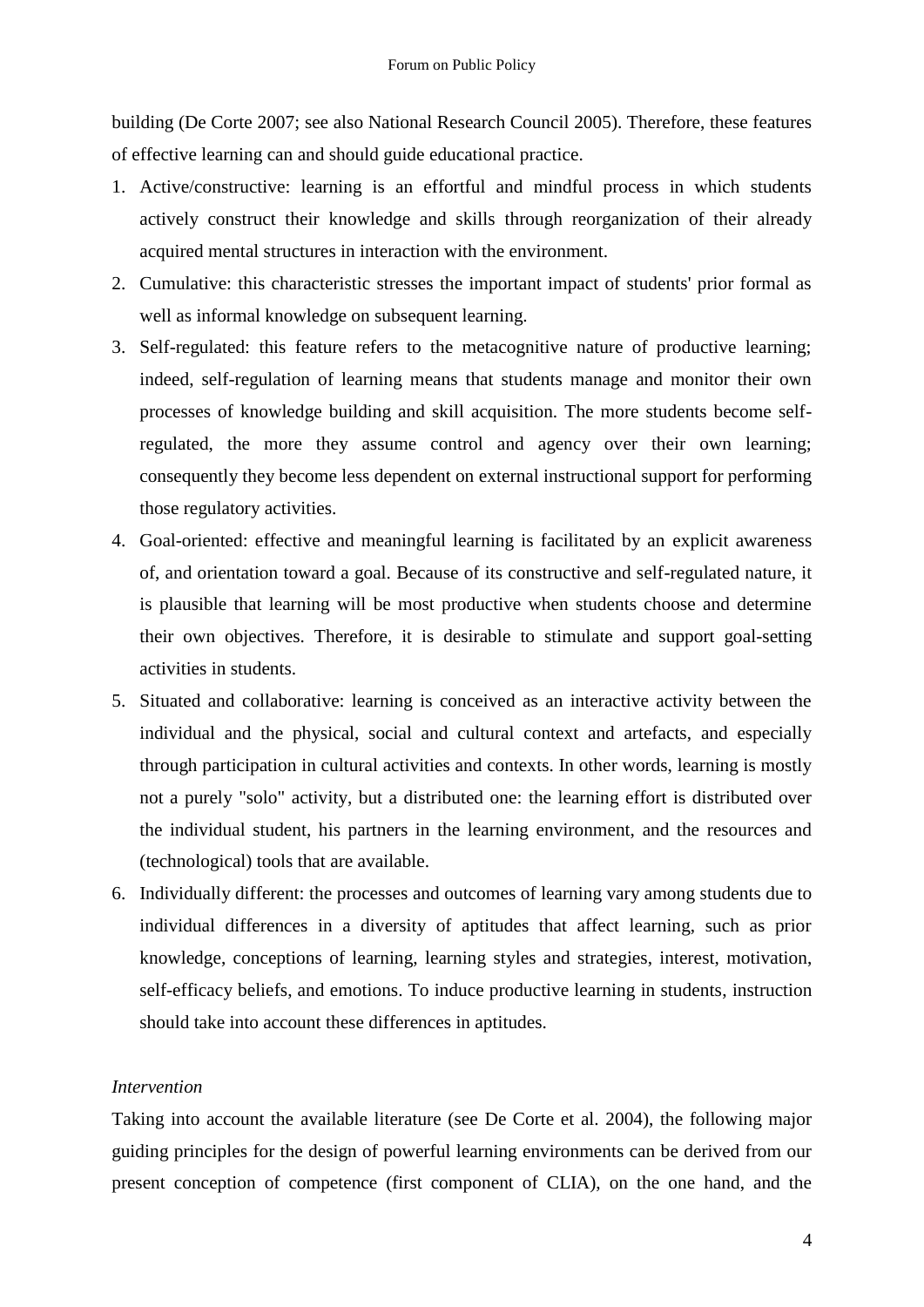building (De Corte 2007; see also National Research Council 2005). Therefore, these features of effective learning can and should guide educational practice.

1. Active/constructive: learning is an effortful and mindful process in which students actively construct their knowledge and skills through reorganization of their already acquired mental structures in interaction with the environment.
2. Cumulative: this characteristic stresses the important impact of students' prior formal as well as informal knowledge on subsequent learning.
3. Self-regulated: this feature refers to the metacognitive nature of productive learning; indeed, self-regulation of learning means that students manage and monitor their own processes of knowledge building and skill acquisition. The more students become self-regulated, the more they assume control and agency over their own learning; consequently they become less dependent on external instructional support for performing those regulatory activities.
4. Goal-oriented: effective and meaningful learning is facilitated by an explicit awareness of, and orientation toward a goal. Because of its constructive and self-regulated nature, it is plausible that learning will be most productive when students choose and determine their own objectives. Therefore, it is desirable to stimulate and support goal-setting activities in students.
5. Situated and collaborative: learning is conceived as an interactive activity between the individual and the physical, social and cultural context and artefacts, and especially through participation in cultural activities and contexts. In other words, learning is mostly not a purely "solo" activity, but a distributed one: the learning effort is distributed over the individual student, his partners in the learning environment, and the resources and (technological) tools that are available.
6. Individually different: the processes and outcomes of learning vary among students due to individual differences in a diversity of aptitudes that affect learning, such as prior knowledge, conceptions of learning, learning styles and strategies, interest, motivation, self-efficacy beliefs, and emotions. To induce productive learning in students, instruction should take into account these differences in aptitudes.

*Intervention*

Taking into account the available literature (see De Corte et al. 2004), the following major guiding principles for the design of powerful learning environments can be derived from our present conception of competence (first component of CLIA), on the one hand, and the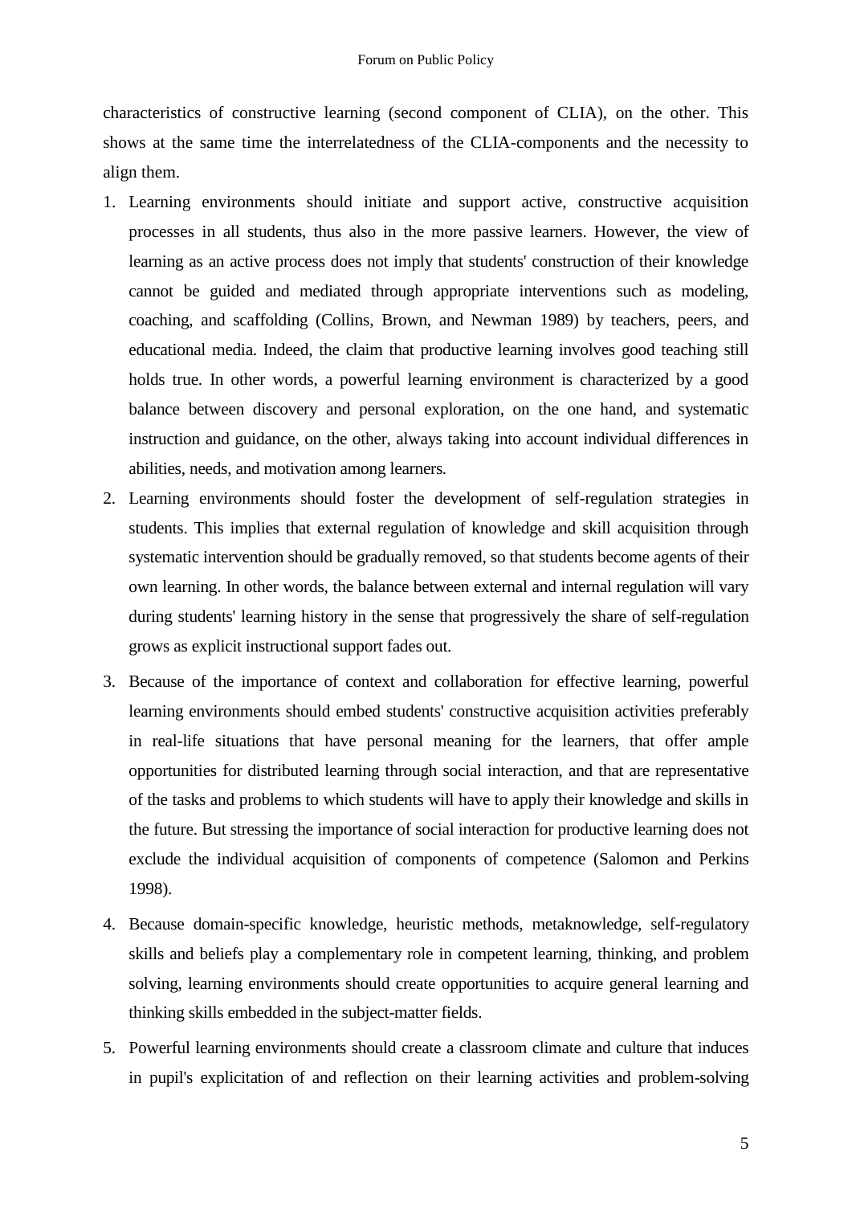characteristics of constructive learning (second component of CLIA), on the other. This shows at the same time the interrelatedness of the CLIA-components and the necessity to align them.

1. Learning environments should initiate and support active, constructive acquisition processes in all students, thus also in the more passive learners. However, the view of learning as an active process does not imply that students' construction of their knowledge cannot be guided and mediated through appropriate interventions such as modeling, coaching, and scaffolding (Collins, Brown, and Newman 1989) by teachers, peers, and educational media. Indeed, the claim that productive learning involves good teaching still holds true. In other words, a powerful learning environment is characterized by a good balance between discovery and personal exploration, on the one hand, and systematic instruction and guidance, on the other, always taking into account individual differences in abilities, needs, and motivation among learners.
2. Learning environments should foster the development of self-regulation strategies in students. This implies that external regulation of knowledge and skill acquisition through systematic intervention should be gradually removed, so that students become agents of their own learning. In other words, the balance between external and internal regulation will vary during students' learning history in the sense that progressively the share of self-regulation grows as explicit instructional support fades out.
3. Because of the importance of context and collaboration for effective learning, powerful learning environments should embed students' constructive acquisition activities preferably in real-life situations that have personal meaning for the learners, that offer ample opportunities for distributed learning through social interaction, and that are representative of the tasks and problems to which students will have to apply their knowledge and skills in the future. But stressing the importance of social interaction for productive learning does not exclude the individual acquisition of components of competence (Salomon and Perkins 1998).
4. Because domain-specific knowledge, heuristic methods, metaknowledge, self-regulatory skills and beliefs play a complementary role in competent learning, thinking, and problem solving, learning environments should create opportunities to acquire general learning and thinking skills embedded in the subject-matter fields.
5. Powerful learning environments should create a classroom climate and culture that induces in pupil's explicitation of and reflection on their learning activities and problem-solving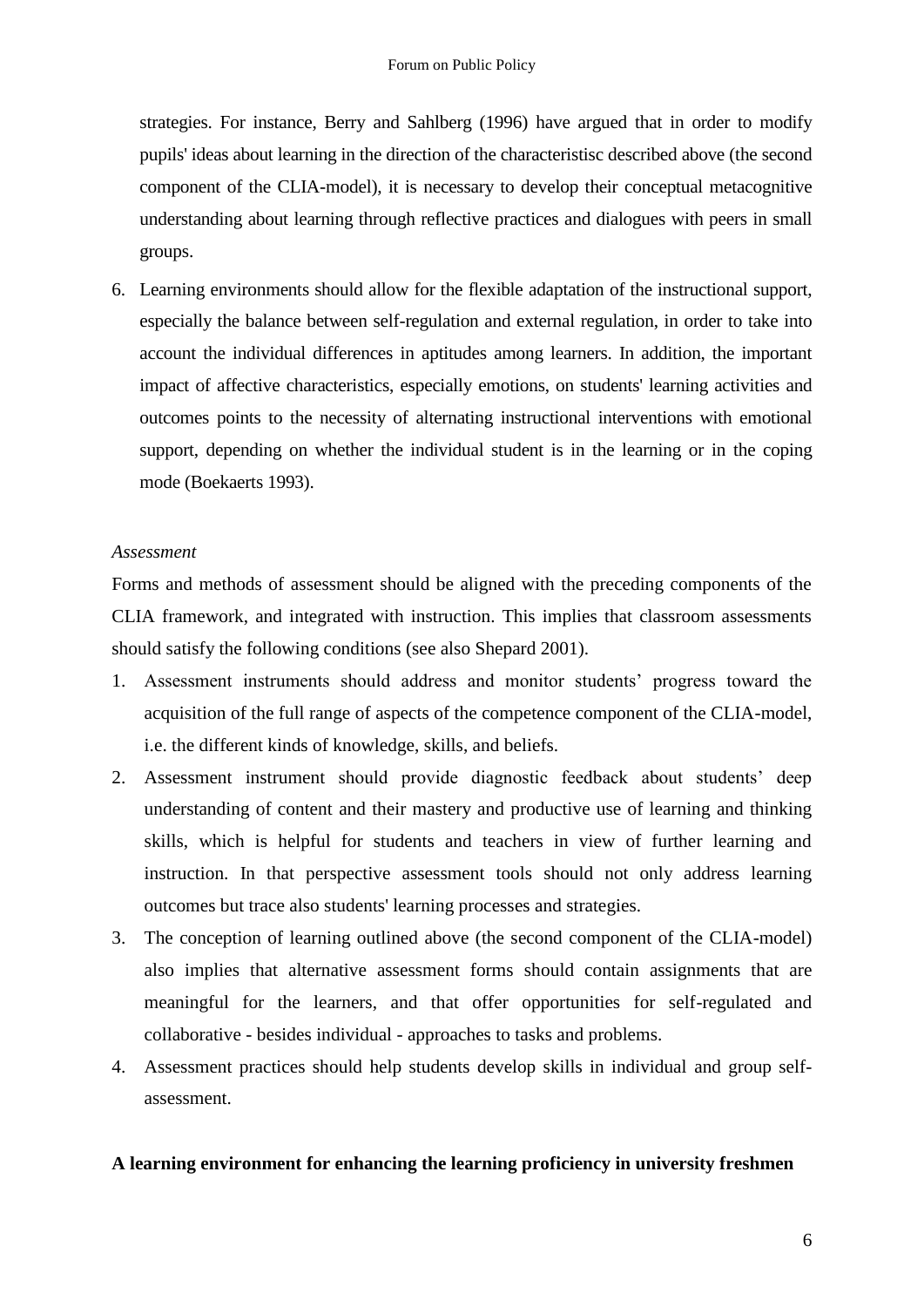strategies. For instance, Berry and Sahlberg (1996) have argued that in order to modify pupils' ideas about learning in the direction of the characteristisc described above (the second component of the CLIA-model), it is necessary to develop their conceptual metacognitive understanding about learning through reflective practices and dialogues with peers in small groups.

6. Learning environments should allow for the flexible adaptation of the instructional support, especially the balance between self-regulation and external regulation, in order to take into account the individual differences in aptitudes among learners. In addition, the important impact of affective characteristics, especially emotions, on students' learning activities and outcomes points to the necessity of alternating instructional interventions with emotional support, depending on whether the individual student is in the learning or in the coping mode (Boekaerts 1993).

*Assessment*

Forms and methods of assessment should be aligned with the preceding components of the CLIA framework, and integrated with instruction. This implies that classroom assessments should satisfy the following conditions (see also Shepard 2001).

1. Assessment instruments should address and monitor students' progress toward the acquisition of the full range of aspects of the competence component of the CLIA-model, i.e. the different kinds of knowledge, skills, and beliefs.
2. Assessment instrument should provide diagnostic feedback about students' deep understanding of content and their mastery and productive use of learning and thinking skills, which is helpful for students and teachers in view of further learning and instruction. In that perspective assessment tools should not only address learning outcomes but trace also students' learning processes and strategies.
3. The conception of learning outlined above (the second component of the CLIA-model) also implies that alternative assessment forms should contain assignments that are meaningful for the learners, and that offer opportunities for self-regulated and collaborative - besides individual - approaches to tasks and problems.
4. Assessment practices should help students develop skills in individual and group self-assessment.

**A learning environment for enhancing the learning proficiency in university freshmen**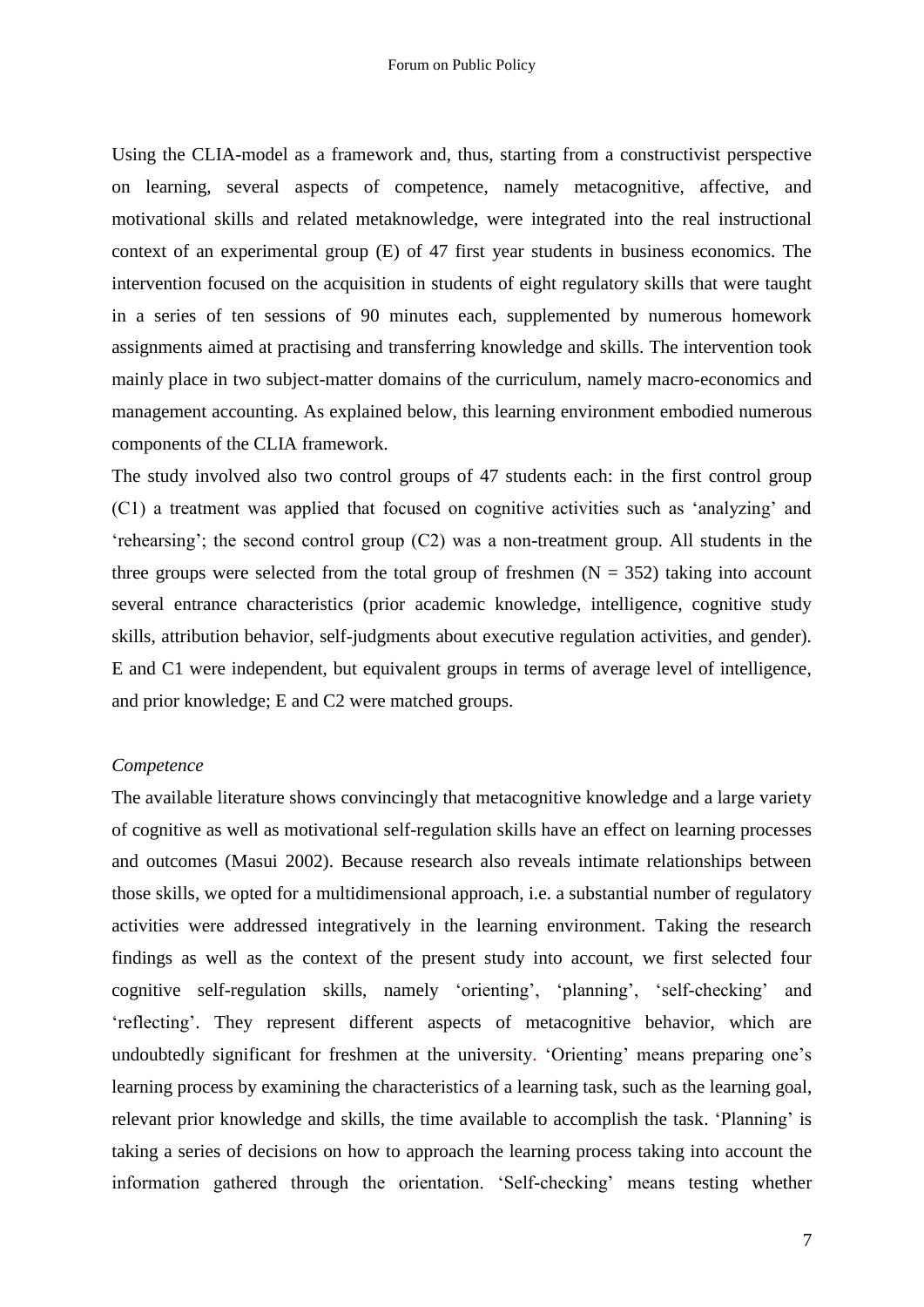Using the CLIA-model as a framework and, thus, starting from a constructivist perspective on learning, several aspects of competence, namely metacognitive, affective, and motivational skills and related metaknowledge, were integrated into the real instructional context of an experimental group (E) of 47 first year students in business economics. The intervention focused on the acquisition in students of eight regulatory skills that were taught in a series of ten sessions of 90 minutes each, supplemented by numerous homework assignments aimed at practising and transferring knowledge and skills. The intervention took mainly place in two subject-matter domains of the curriculum, namely macro-economics and management accounting. As explained below, this learning environment embodied numerous components of the CLIA framework.

The study involved also two control groups of 47 students each: in the first control group (C1) a treatment was applied that focused on cognitive activities such as 'analyzing' and 'rehearsing'; the second control group (C2) was a non-treatment group. All students in the three groups were selected from the total group of freshmen (N = 352) taking into account several entrance characteristics (prior academic knowledge, intelligence, cognitive study skills, attribution behavior, self-judgments about executive regulation activities, and gender). E and C1 were independent, but equivalent groups in terms of average level of intelligence, and prior knowledge; E and C2 were matched groups.

*Competence*

The available literature shows convincingly that metacognitive knowledge and a large variety of cognitive as well as motivational self-regulation skills have an effect on learning processes and outcomes (Masui 2002). Because research also reveals intimate relationships between those skills, we opted for a multidimensional approach, i.e. a substantial number of regulatory activities were addressed integratively in the learning environment. Taking the research findings as well as the context of the present study into account, we first selected four cognitive self-regulation skills, namely 'orienting', 'planning', 'self-checking' and 'reflecting'. They represent different aspects of metacognitive behavior, which are undoubtedly significant for freshmen at the university. 'Orienting' means preparing one's learning process by examining the characteristics of a learning task, such as the learning goal, relevant prior knowledge and skills, the time available to accomplish the task. 'Planning' is taking a series of decisions on how to approach the learning process taking into account the information gathered through the orientation. 'Self-checking' means testing whether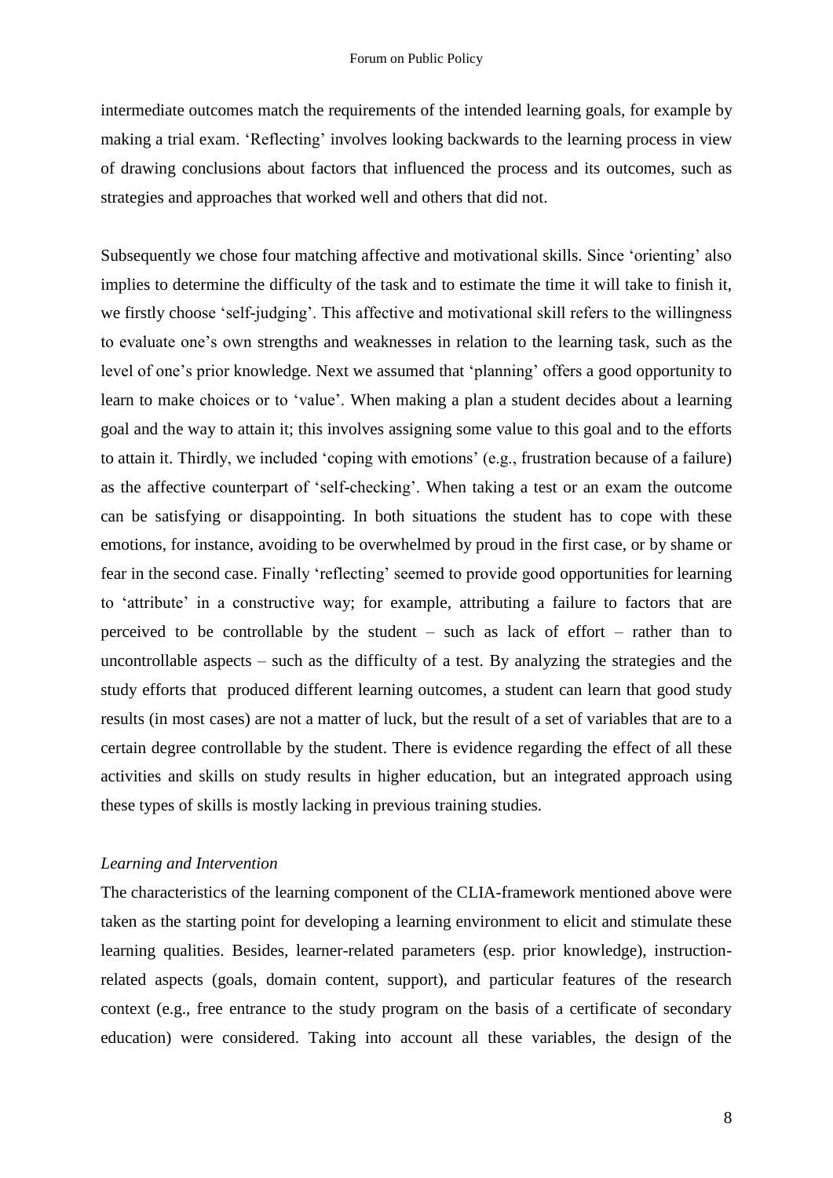intermediate outcomes match the requirements of the intended learning goals, for example by making a trial exam. 'Reflecting' involves looking backwards to the learning process in view of drawing conclusions about factors that influenced the process and its outcomes, such as strategies and approaches that worked well and others that did not.

Subsequently we chose four matching affective and motivational skills. Since 'orienting' also implies to determine the difficulty of the task and to estimate the time it will take to finish it, we firstly choose 'self-judging'. This affective and motivational skill refers to the willingness to evaluate one's own strengths and weaknesses in relation to the learning task, such as the level of one's prior knowledge. Next we assumed that 'planning' offers a good opportunity to learn to make choices or to 'value'. When making a plan a student decides about a learning goal and the way to attain it; this involves assigning some value to this goal and to the efforts to attain it. Thirdly, we included 'coping with emotions' (e.g., frustration because of a failure) as the affective counterpart of 'self-checking'. When taking a test or an exam the outcome can be satisfying or disappointing. In both situations the student has to cope with these emotions, for instance, avoiding to be overwhelmed by proud in the first case, or by shame or fear in the second case. Finally 'reflecting' seemed to provide good opportunities for learning to 'attribute' in a constructive way; for example, attributing a failure to factors that are perceived to be controllable by the student – such as lack of effort – rather than to uncontrollable aspects – such as the difficulty of a test. By analyzing the strategies and the study efforts that produced different learning outcomes, a student can learn that good study results (in most cases) are not a matter of luck, but the result of a set of variables that are to a certain degree controllable by the student. There is evidence regarding the effect of all these activities and skills on study results in higher education, but an integrated approach using these types of skills is mostly lacking in previous training studies.

*Learning and Intervention*

The characteristics of the learning component of the CLIA-framework mentioned above were taken as the starting point for developing a learning environment to elicit and stimulate these learning qualities. Besides, learner-related parameters (esp. prior knowledge), instruction-related aspects (goals, domain content, support), and particular features of the research context (e.g., free entrance to the study program on the basis of a certificate of secondary education) were considered. Taking into account all these variables, the design of the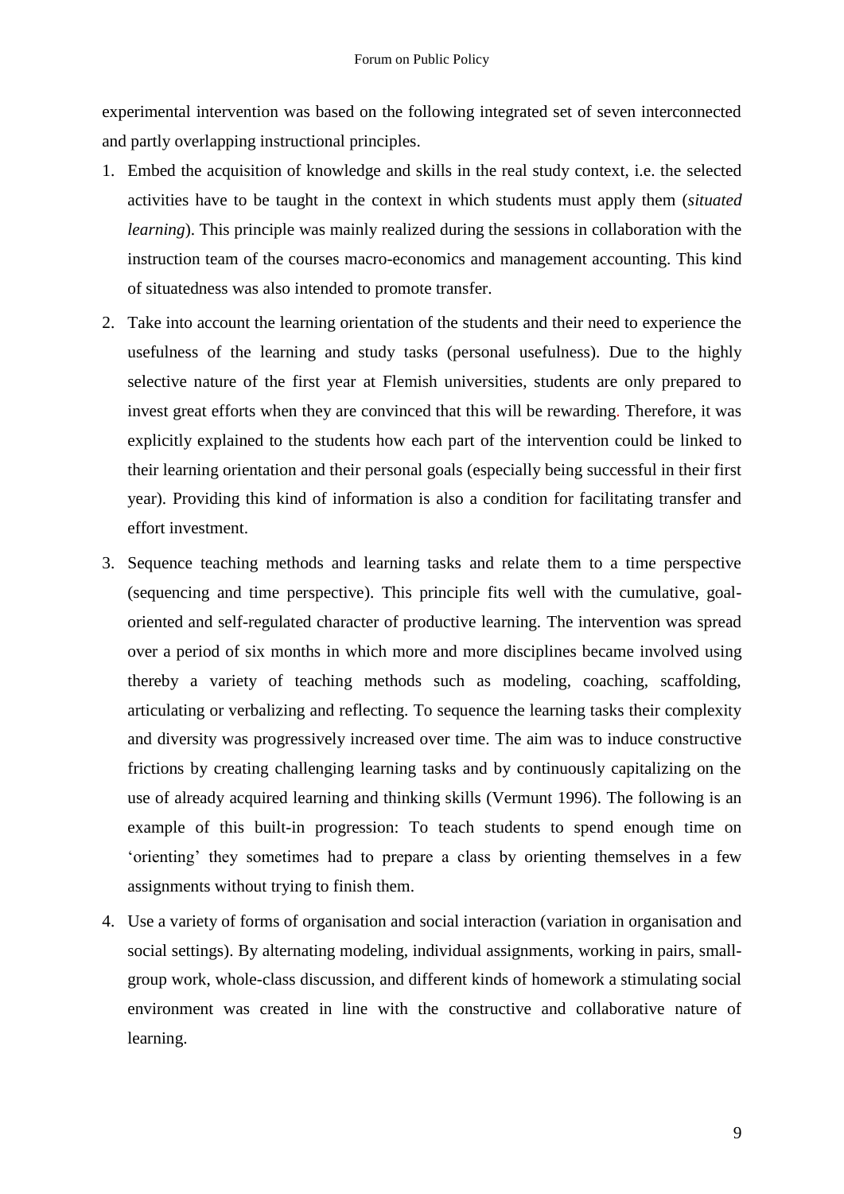experimental intervention was based on the following integrated set of seven interconnected and partly overlapping instructional principles.

1. Embed the acquisition of knowledge and skills in the real study context, i.e. the selected activities have to be taught in the context in which students must apply them (*situated learning*). This principle was mainly realized during the sessions in collaboration with the instruction team of the courses macro-economics and management accounting. This kind of situatedness was also intended to promote transfer.
2. Take into account the learning orientation of the students and their need to experience the usefulness of the learning and study tasks (personal usefulness). Due to the highly selective nature of the first year at Flemish universities, students are only prepared to invest great efforts when they are convinced that this will be rewarding. Therefore, it was explicitly explained to the students how each part of the intervention could be linked to their learning orientation and their personal goals (especially being successful in their first year). Providing this kind of information is also a condition for facilitating transfer and effort investment.
3. Sequence teaching methods and learning tasks and relate them to a time perspective (sequencing and time perspective). This principle fits well with the cumulative, goal-oriented and self-regulated character of productive learning. The intervention was spread over a period of six months in which more and more disciplines became involved using thereby a variety of teaching methods such as modeling, coaching, scaffolding, articulating or verbalizing and reflecting. To sequence the learning tasks their complexity and diversity was progressively increased over time. The aim was to induce constructive frictions by creating challenging learning tasks and by continuously capitalizing on the use of already acquired learning and thinking skills (Vermunt 1996). The following is an example of this built-in progression: To teach students to spend enough time on 'orienting' they sometimes had to prepare a class by orienting themselves in a few assignments without trying to finish them.
4. Use a variety of forms of organisation and social interaction (variation in organisation and social settings). By alternating modeling, individual assignments, working in pairs, small-group work, whole-class discussion, and different kinds of homework a stimulating social environment was created in line with the constructive and collaborative nature of learning.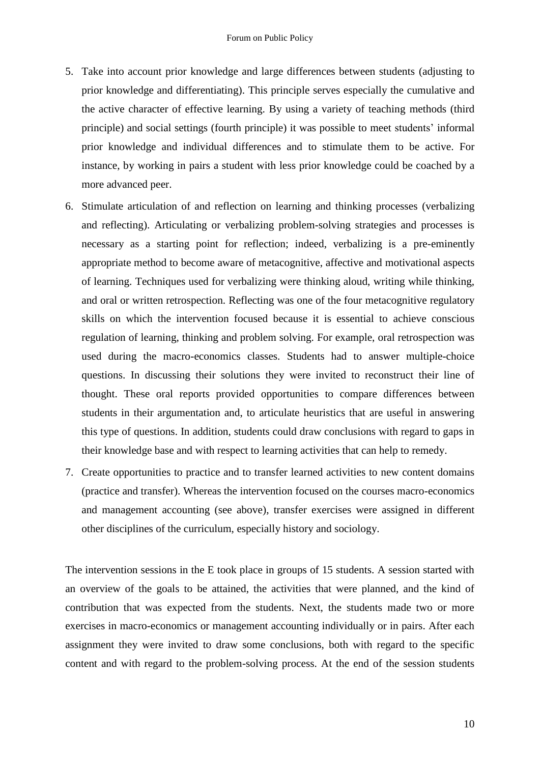5. Take into account prior knowledge and large differences between students (adjusting to prior knowledge and differentiating). This principle serves especially the cumulative and the active character of effective learning. By using a variety of teaching methods (third principle) and social settings (fourth principle) it was possible to meet students' informal prior knowledge and individual differences and to stimulate them to be active. For instance, by working in pairs a student with less prior knowledge could be coached by a more advanced peer.
6. Stimulate articulation of and reflection on learning and thinking processes (verbalizing and reflecting). Articulating or verbalizing problem-solving strategies and processes is necessary as a starting point for reflection; indeed, verbalizing is a pre-eminently appropriate method to become aware of metacognitive, affective and motivational aspects of learning. Techniques used for verbalizing were thinking aloud, writing while thinking, and oral or written retrospection. Reflecting was one of the four metacognitive regulatory skills on which the intervention focused because it is essential to achieve conscious regulation of learning, thinking and problem solving. For example, oral retrospection was used during the macro-economics classes. Students had to answer multiple-choice questions. In discussing their solutions they were invited to reconstruct their line of thought. These oral reports provided opportunities to compare differences between students in their argumentation and, to articulate heuristics that are useful in answering this type of questions. In addition, students could draw conclusions with regard to gaps in their knowledge base and with respect to learning activities that can help to remedy.
7. Create opportunities to practice and to transfer learned activities to new content domains (practice and transfer). Whereas the intervention focused on the courses macro-economics and management accounting (see above), transfer exercises were assigned in different other disciplines of the curriculum, especially history and sociology.

The intervention sessions in the E took place in groups of 15 students. A session started with an overview of the goals to be attained, the activities that were planned, and the kind of contribution that was expected from the students. Next, the students made two or more exercises in macro-economics or management accounting individually or in pairs. After each assignment they were invited to draw some conclusions, both with regard to the specific content and with regard to the problem-solving process. At the end of the session students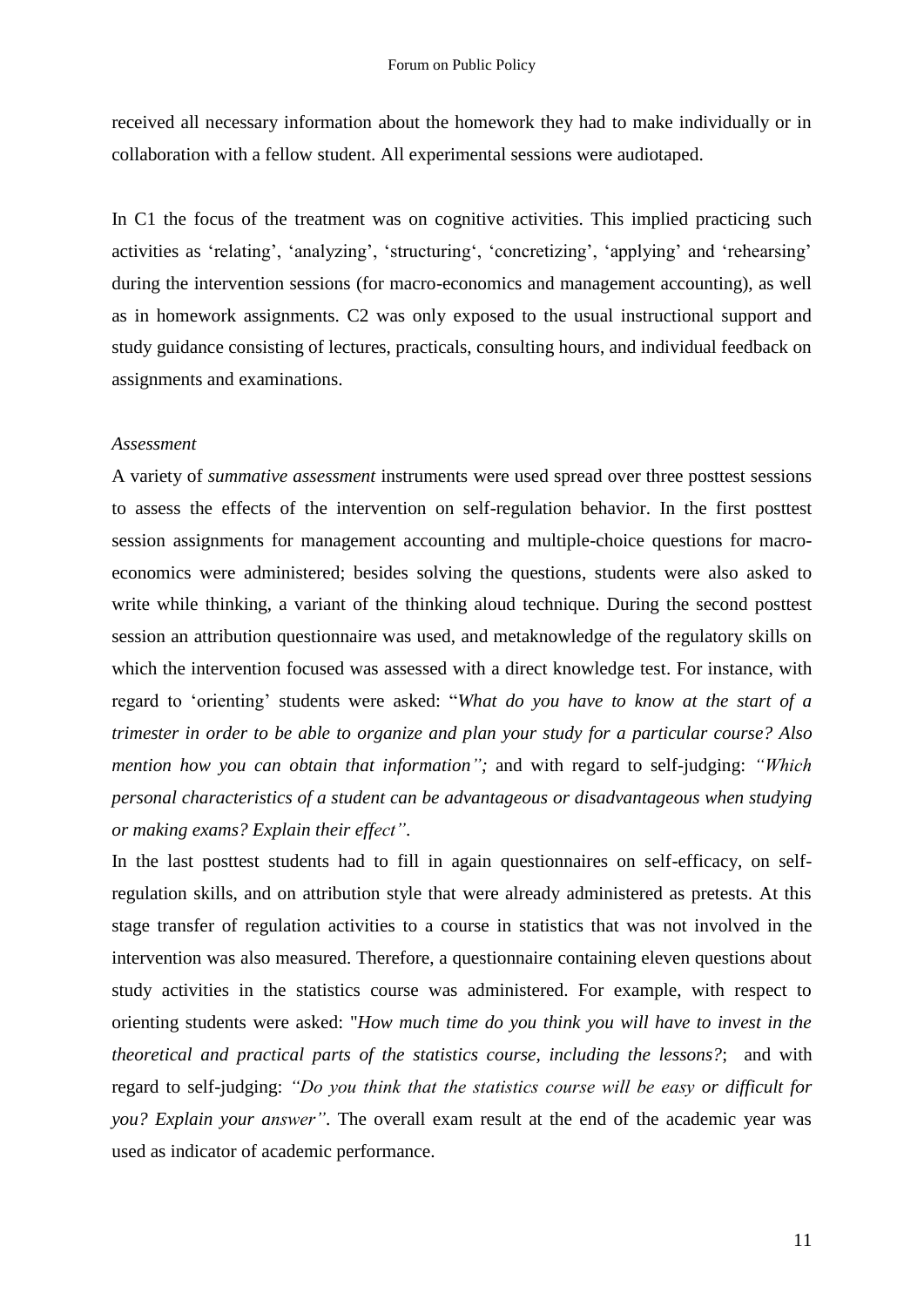received all necessary information about the homework they had to make individually or in collaboration with a fellow student. All experimental sessions were audiotaped.

In C1 the focus of the treatment was on cognitive activities. This implied practicing such activities as 'relating', 'analyzing', 'structuring', 'concretizing', 'applying' and 'rehearsing' during the intervention sessions (for macro-economics and management accounting), as well as in homework assignments. C2 was only exposed to the usual instructional support and study guidance consisting of lectures, practicals, consulting hours, and individual feedback on assignments and examinations.

*Assessment*

A variety of *summative assessment* instruments were used spread over three posttest sessions to assess the effects of the intervention on self-regulation behavior. In the first posttest session assignments for management accounting and multiple-choice questions for macro-economics were administered; besides solving the questions, students were also asked to write while thinking, a variant of the thinking aloud technique. During the second posttest session an attribution questionnaire was used, and metaknowledge of the regulatory skills on which the intervention focused was assessed with a direct knowledge test. For instance, with regard to 'orienting' students were asked: "*What do you have to know at the start of a trimester in order to be able to organize and plan your study for a particular course? Also mention how you can obtain that information";* and with regard to self-judging: *"Which personal characteristics of a student can be advantageous or disadvantageous when studying or making exams? Explain their effect"*.

In the last posttest students had to fill in again questionnaires on self-efficacy, on self-regulation skills, and on attribution style that were already administered as pretests. At this stage transfer of regulation activities to a course in statistics that was not involved in the intervention was also measured. Therefore, a questionnaire containing eleven questions about study activities in the statistics course was administered. For example, with respect to orienting students were asked: "*How much time do you think you will have to invest in the theoretical and practical parts of the statistics course, including the lessons?*; and with regard to self-judging: *"Do you think that the statistics course will be easy or difficult for you? Explain your answer"*. The overall exam result at the end of the academic year was used as indicator of academic performance.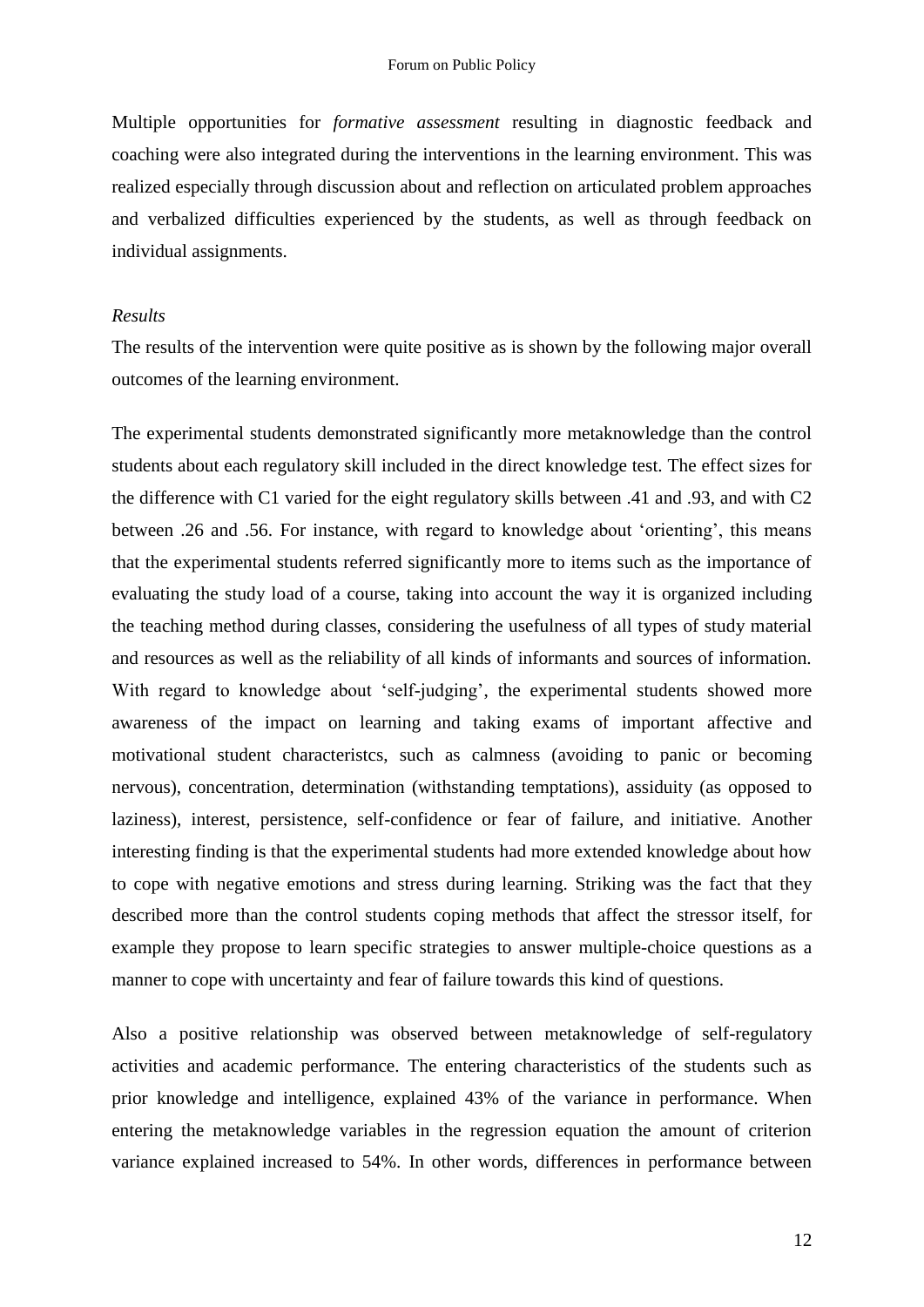Multiple opportunities for *formative assessment* resulting in diagnostic feedback and coaching were also integrated during the interventions in the learning environment. This was realized especially through discussion about and reflection on articulated problem approaches and verbalized difficulties experienced by the students, as well as through feedback on individual assignments.

*Results*

The results of the intervention were quite positive as is shown by the following major overall outcomes of the learning environment.

The experimental students demonstrated significantly more metaknowledge than the control students about each regulatory skill included in the direct knowledge test. The effect sizes for the difference with C1 varied for the eight regulatory skills between .41 and .93, and with C2 between .26 and .56. For instance, with regard to knowledge about 'orienting', this means that the experimental students referred significantly more to items such as the importance of evaluating the study load of a course, taking into account the way it is organized including the teaching method during classes, considering the usefulness of all types of study material and resources as well as the reliability of all kinds of informants and sources of information. With regard to knowledge about 'self-judging', the experimental students showed more awareness of the impact on learning and taking exams of important affective and motivational student characteristcs, such as calmness (avoiding to panic or becoming nervous), concentration, determination (withstanding temptations), assiduity (as opposed to laziness), interest, persistence, self-confidence or fear of failure, and initiative. Another interesting finding is that the experimental students had more extended knowledge about how to cope with negative emotions and stress during learning. Striking was the fact that they described more than the control students coping methods that affect the stressor itself, for example they propose to learn specific strategies to answer multiple-choice questions as a manner to cope with uncertainty and fear of failure towards this kind of questions.

Also a positive relationship was observed between metaknowledge of self-regulatory activities and academic performance. The entering characteristics of the students such as prior knowledge and intelligence, explained 43% of the variance in performance. When entering the metaknowledge variables in the regression equation the amount of criterion variance explained increased to 54%. In other words, differences in performance between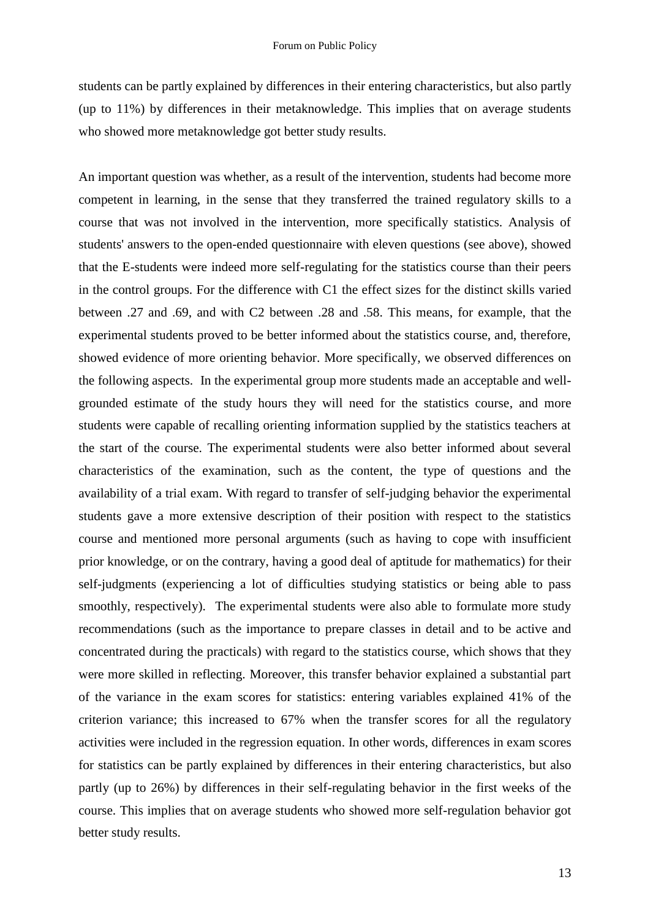students can be partly explained by differences in their entering characteristics, but also partly (up to 11%) by differences in their metaknowledge. This implies that on average students who showed more metaknowledge got better study results.

An important question was whether, as a result of the intervention, students had become more competent in learning, in the sense that they transferred the trained regulatory skills to a course that was not involved in the intervention, more specifically statistics. Analysis of students' answers to the open-ended questionnaire with eleven questions (see above), showed that the E-students were indeed more self-regulating for the statistics course than their peers in the control groups. For the difference with C1 the effect sizes for the distinct skills varied between .27 and .69, and with C2 between .28 and .58. This means, for example, that the experimental students proved to be better informed about the statistics course, and, therefore, showed evidence of more orienting behavior. More specifically, we observed differences on the following aspects. In the experimental group more students made an acceptable and well-grounded estimate of the study hours they will need for the statistics course, and more students were capable of recalling orienting information supplied by the statistics teachers at the start of the course. The experimental students were also better informed about several characteristics of the examination, such as the content, the type of questions and the availability of a trial exam. With regard to transfer of self-judging behavior the experimental students gave a more extensive description of their position with respect to the statistics course and mentioned more personal arguments (such as having to cope with insufficient prior knowledge, or on the contrary, having a good deal of aptitude for mathematics) for their self-judgments (experiencing a lot of difficulties studying statistics or being able to pass smoothly, respectively). The experimental students were also able to formulate more study recommendations (such as the importance to prepare classes in detail and to be active and concentrated during the practicals) with regard to the statistics course, which shows that they were more skilled in reflecting. Moreover, this transfer behavior explained a substantial part of the variance in the exam scores for statistics: entering variables explained 41% of the criterion variance; this increased to 67% when the transfer scores for all the regulatory activities were included in the regression equation. In other words, differences in exam scores for statistics can be partly explained by differences in their entering characteristics, but also partly (up to 26%) by differences in their self-regulating behavior in the first weeks of the course. This implies that on average students who showed more self-regulation behavior got better study results.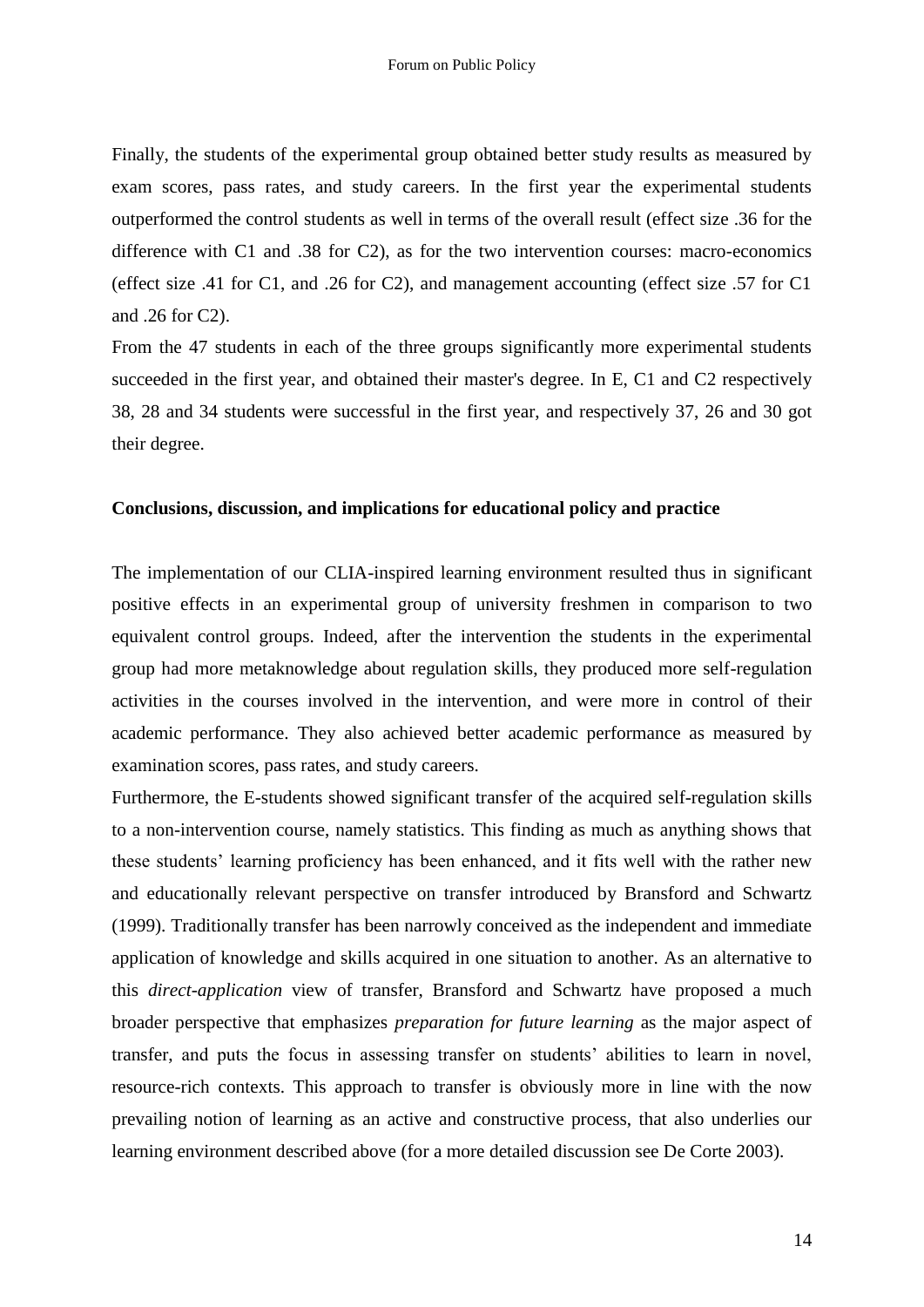Finally, the students of the experimental group obtained better study results as measured by exam scores, pass rates, and study careers. In the first year the experimental students outperformed the control students as well in terms of the overall result (effect size .36 for the difference with C1 and .38 for C2), as for the two intervention courses: macro-economics (effect size .41 for C1, and .26 for C2), and management accounting (effect size .57 for C1 and .26 for C2).

From the 47 students in each of the three groups significantly more experimental students succeeded in the first year, and obtained their master's degree. In E, C1 and C2 respectively 38, 28 and 34 students were successful in the first year, and respectively 37, 26 and 30 got their degree.

## Conclusions, discussion, and implications for educational policy and practice

The implementation of our CLIA-inspired learning environment resulted thus in significant positive effects in an experimental group of university freshmen in comparison to two equivalent control groups. Indeed, after the intervention the students in the experimental group had more metaknowledge about regulation skills, they produced more self-regulation activities in the courses involved in the intervention, and were more in control of their academic performance. They also achieved better academic performance as measured by examination scores, pass rates, and study careers.

Furthermore, the E-students showed significant transfer of the acquired self-regulation skills to a non-intervention course, namely statistics. This finding as much as anything shows that these students' learning proficiency has been enhanced, and it fits well with the rather new and educationally relevant perspective on transfer introduced by Bransford and Schwartz (1999). Traditionally transfer has been narrowly conceived as the independent and immediate application of knowledge and skills acquired in one situation to another. As an alternative to this *direct-application* view of transfer, Bransford and Schwartz have proposed a much broader perspective that emphasizes *preparation for future learning* as the major aspect of transfer, and puts the focus in assessing transfer on students' abilities to learn in novel, resource-rich contexts. This approach to transfer is obviously more in line with the now prevailing notion of learning as an active and constructive process, that also underlies our learning environment described above (for a more detailed discussion see De Corte 2003).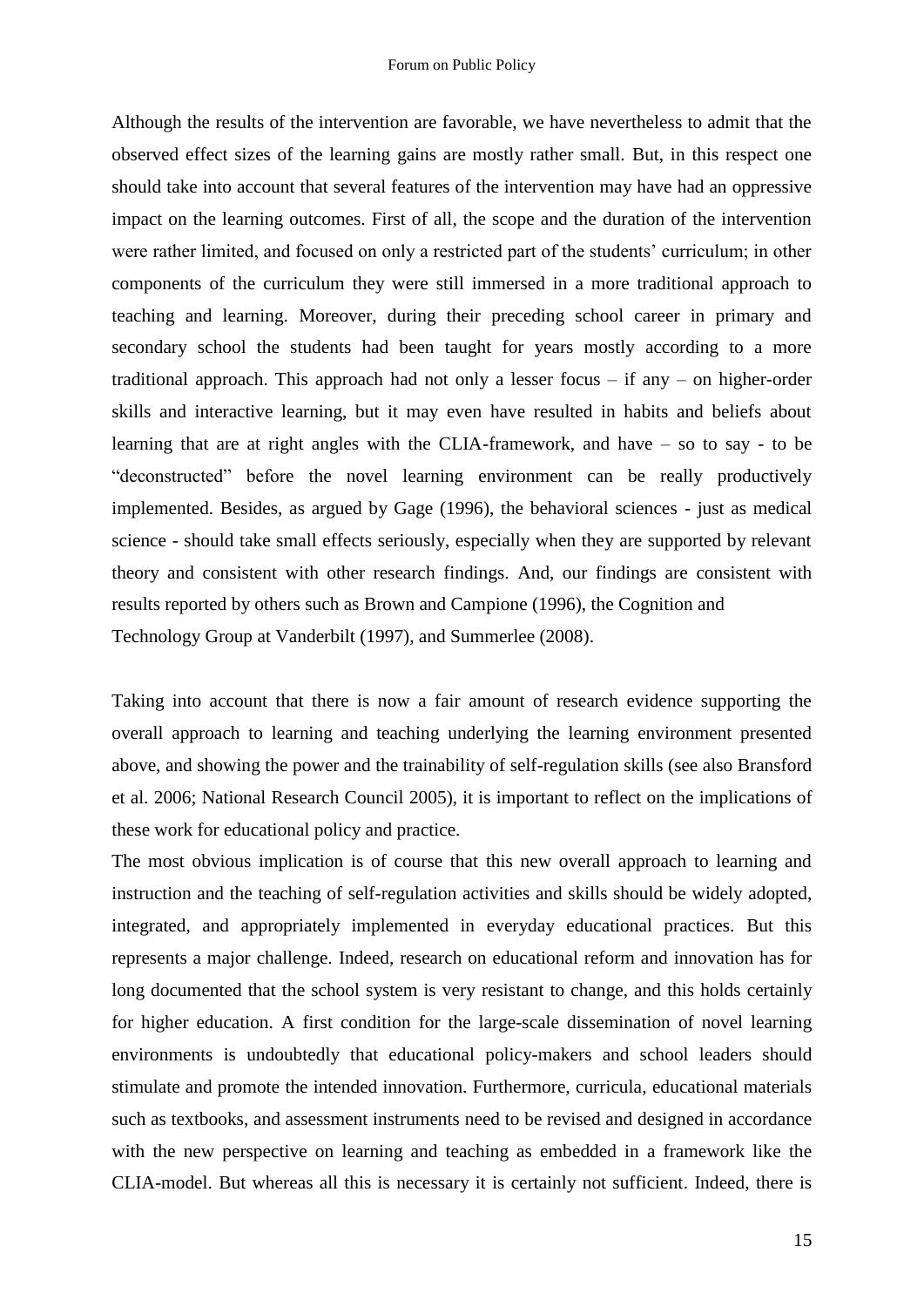Although the results of the intervention are favorable, we have nevertheless to admit that the observed effect sizes of the learning gains are mostly rather small. But, in this respect one should take into account that several features of the intervention may have had an oppressive impact on the learning outcomes. First of all, the scope and the duration of the intervention were rather limited, and focused on only a restricted part of the students' curriculum; in other components of the curriculum they were still immersed in a more traditional approach to teaching and learning. Moreover, during their preceding school career in primary and secondary school the students had been taught for years mostly according to a more traditional approach. This approach had not only a lesser focus – if any – on higher-order skills and interactive learning, but it may even have resulted in habits and beliefs about learning that are at right angles with the CLIA-framework, and have – so to say - to be "deconstructed" before the novel learning environment can be really productively implemented. Besides, as argued by Gage (1996), the behavioral sciences - just as medical science - should take small effects seriously, especially when they are supported by relevant theory and consistent with other research findings. And, our findings are consistent with results reported by others such as Brown and Campione (1996), the Cognition and Technology Group at Vanderbilt (1997), and Summerlee (2008).

Taking into account that there is now a fair amount of research evidence supporting the overall approach to learning and teaching underlying the learning environment presented above, and showing the power and the trainability of self-regulation skills (see also Bransford et al. 2006; National Research Council 2005), it is important to reflect on the implications of these work for educational policy and practice.

The most obvious implication is of course that this new overall approach to learning and instruction and the teaching of self-regulation activities and skills should be widely adopted, integrated, and appropriately implemented in everyday educational practices. But this represents a major challenge. Indeed, research on educational reform and innovation has for long documented that the school system is very resistant to change, and this holds certainly for higher education. A first condition for the large-scale dissemination of novel learning environments is undoubtedly that educational policy-makers and school leaders should stimulate and promote the intended innovation. Furthermore, curricula, educational materials such as textbooks, and assessment instruments need to be revised and designed in accordance with the new perspective on learning and teaching as embedded in a framework like the CLIA-model. But whereas all this is necessary it is certainly not sufficient. Indeed, there is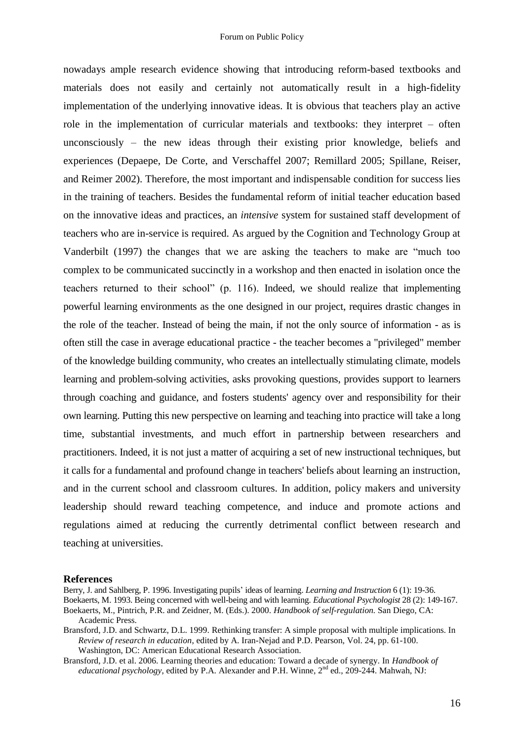nowadays ample research evidence showing that introducing reform-based textbooks and materials does not easily and certainly not automatically result in a high-fidelity implementation of the underlying innovative ideas. It is obvious that teachers play an active role in the implementation of curricular materials and textbooks: they interpret – often unconsciously – the new ideas through their existing prior knowledge, beliefs and experiences (Depaepe, De Corte, and Verschaffel 2007; Remillard 2005; Spillane, Reiser, and Reimer 2002). Therefore, the most important and indispensable condition for success lies in the training of teachers. Besides the fundamental reform of initial teacher education based on the innovative ideas and practices, an *intensive* system for sustained staff development of teachers who are in-service is required. As argued by the Cognition and Technology Group at Vanderbilt (1997) the changes that we are asking the teachers to make are "much too complex to be communicated succinctly in a workshop and then enacted in isolation once the teachers returned to their school" (p. 116). Indeed, we should realize that implementing powerful learning environments as the one designed in our project, requires drastic changes in the role of the teacher. Instead of being the main, if not the only source of information - as is often still the case in average educational practice - the teacher becomes a "privileged" member of the knowledge building community, who creates an intellectually stimulating climate, models learning and problem-solving activities, asks provoking questions, provides support to learners through coaching and guidance, and fosters students' agency over and responsibility for their own learning. Putting this new perspective on learning and teaching into practice will take a long time, substantial investments, and much effort in partnership between researchers and practitioners. Indeed, it is not just a matter of acquiring a set of new instructional techniques, but it calls for a fundamental and profound change in teachers' beliefs about learning an instruction, and in the current school and classroom cultures. In addition, policy makers and university leadership should reward teaching competence, and induce and promote actions and regulations aimed at reducing the currently detrimental conflict between research and teaching at universities.

## References

Berry, J. and Sahlberg, P. 1996. Investigating pupils' ideas of learning. *Learning and Instruction* 6 (1): 19-36.

Boekaerts, M. 1993. Being concerned with well-being and with learning. *Educational Psychologist* 28 (2): 149-167.

Boekaerts, M., Pintrich, P.R. and Zeidner, M. (Eds.). 2000. *Handbook of self-regulation.* San Diego, CA: Academic Press.

Bransford, J.D. and Schwartz, D.L. 1999. Rethinking transfer: A simple proposal with multiple implications. In *Review of research in education*, edited by A. Iran-Nejad and P.D. Pearson, Vol. 24, pp. 61-100. Washington, DC: American Educational Research Association.

Bransford, J.D. et al. 2006. Learning theories and education: Toward a decade of synergy. In *Handbook of educational psychology*, edited by P.A. Alexander and P.H. Winne, 2nd ed., 209-244. Mahwah, NJ: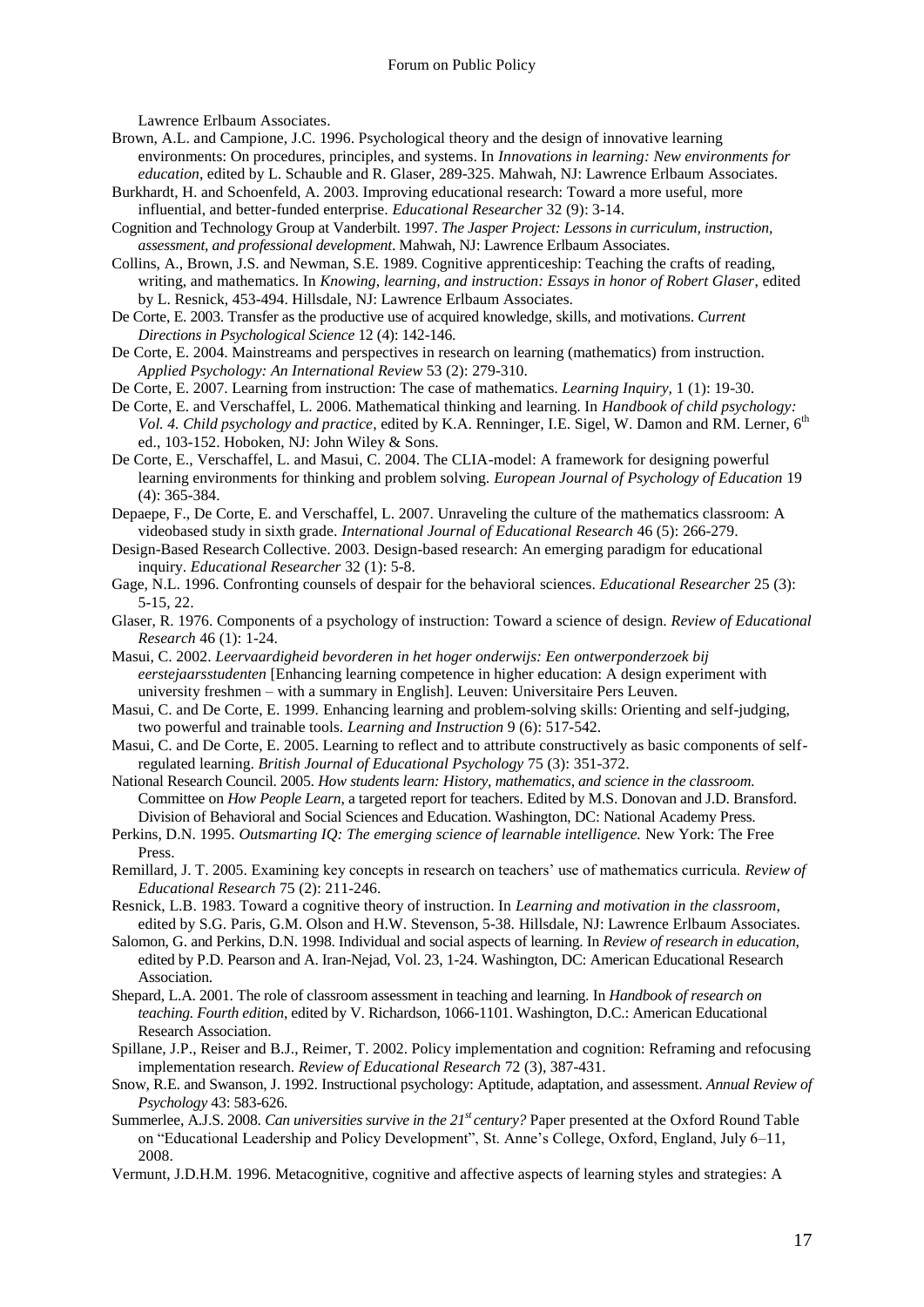Lawrence Erlbaum Associates.

Brown, A.L. and Campione, J.C. 1996. Psychological theory and the design of innovative learning environments: On procedures, principles, and systems. In *Innovations in learning: New environments for education*, edited by L. Schauble and R. Glaser, 289-325. Mahwah, NJ: Lawrence Erlbaum Associates.

Burkhardt, H. and Schoenfeld, A. 2003. Improving educational research: Toward a more useful, more influential, and better-funded enterprise. *Educational Researcher* 32 (9): 3-14.

Cognition and Technology Group at Vanderbilt. 1997. *The Jasper Project: Lessons in curriculum, instruction, assessment, and professional development*. Mahwah, NJ: Lawrence Erlbaum Associates.

Collins, A., Brown, J.S. and Newman, S.E. 1989. Cognitive apprenticeship: Teaching the crafts of reading, writing, and mathematics. In *Knowing, learning, and instruction: Essays in honor of Robert Glaser*, edited by L. Resnick, 453-494. Hillsdale, NJ: Lawrence Erlbaum Associates.

De Corte, E. 2003. Transfer as the productive use of acquired knowledge, skills, and motivations. *Current Directions in Psychological Science* 12 (4): 142-146.

De Corte, E. 2004. Mainstreams and perspectives in research on learning (mathematics) from instruction. *Applied Psychology: An International Review* 53 (2): 279-310.

De Corte, E. 2007. Learning from instruction: The case of mathematics. *Learning Inquiry*, 1 (1): 19-30.

De Corte, E. and Verschaffel, L. 2006. Mathematical thinking and learning. In *Handbook of child psychology: Vol. 4. Child psychology and practice*, edited by K.A. Renninger, I.E. Sigel, W. Damon and RM. Lerner, 6th ed., 103-152. Hoboken, NJ: John Wiley & Sons.

De Corte, E., Verschaffel, L. and Masui, C. 2004. The CLIA-model: A framework for designing powerful learning environments for thinking and problem solving. *European Journal of Psychology of Education* 19 (4): 365-384.

Depaepe, F., De Corte, E. and Verschaffel, L. 2007. Unraveling the culture of the mathematics classroom: A videobased study in sixth grade. *International Journal of Educational Research* 46 (5): 266-279.

Design-Based Research Collective. 2003. Design-based research: An emerging paradigm for educational inquiry. *Educational Researcher* 32 (1): 5-8.

Gage, N.L. 1996. Confronting counsels of despair for the behavioral sciences. *Educational Researcher* 25 (3): 5-15, 22.

Glaser, R. 1976. Components of a psychology of instruction: Toward a science of design. *Review of Educational Research* 46 (1): 1-24.

Masui, C. 2002. *Leervaardigheid bevorderen in het hoger onderwijs: Een ontwerponderzoek bij eerstejaarsstudenten* [Enhancing learning competence in higher education: A design experiment with university freshmen – with a summary in English]. Leuven: Universitaire Pers Leuven.

Masui, C. and De Corte, E. 1999. Enhancing learning and problem-solving skills: Orienting and self-judging, two powerful and trainable tools. *Learning and Instruction* 9 (6): 517-542.

Masui, C. and De Corte, E. 2005. Learning to reflect and to attribute constructively as basic components of self-regulated learning. *British Journal of Educational Psychology* 75 (3): 351-372.

National Research Council. 2005. *How students learn: History, mathematics, and science in the classroom.* Committee on *How People Learn*, a targeted report for teachers. Edited by M.S. Donovan and J.D. Bransford. Division of Behavioral and Social Sciences and Education. Washington, DC: National Academy Press.

Perkins, D.N. 1995. *Outsmarting IQ: The emerging science of learnable intelligence.* New York: The Free Press.

Remillard, J. T. 2005. Examining key concepts in research on teachers' use of mathematics curricula. *Review of Educational Research* 75 (2): 211-246.

Resnick, L.B. 1983. Toward a cognitive theory of instruction. In *Learning and motivation in the classroom*, edited by S.G. Paris, G.M. Olson and H.W. Stevenson, 5-38. Hillsdale, NJ: Lawrence Erlbaum Associates.

Salomon, G. and Perkins, D.N. 1998. Individual and social aspects of learning. In *Review of research in education*, edited by P.D. Pearson and A. Iran-Nejad, Vol. 23, 1-24. Washington, DC: American Educational Research Association.

Shepard, L.A. 2001. The role of classroom assessment in teaching and learning. In *Handbook of research on teaching. Fourth edition*, edited by V. Richardson, 1066-1101. Washington, D.C.: American Educational Research Association.

Spillane, J.P., Reiser and B.J., Reimer, T. 2002. Policy implementation and cognition: Reframing and refocusing implementation research. *Review of Educational Research* 72 (3), 387-431.

Snow, R.E. and Swanson, J. 1992. Instructional psychology: Aptitude, adaptation, and assessment. *Annual Review of Psychology* 43: 583-626.

Summerlee, A.J.S. 2008. *Can universities survive in the 21st century?* Paper presented at the Oxford Round Table on "Educational Leadership and Policy Development", St. Anne's College, Oxford, England, July 6–11, 2008.

Vermunt, J.D.H.M. 1996. Metacognitive, cognitive and affective aspects of learning styles and strategies: A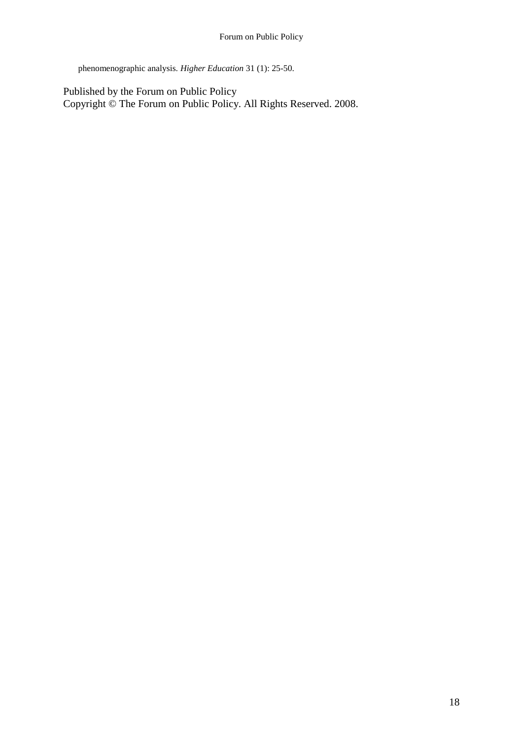phenomenographic analysis. *Higher Education* 31 (1): 25-50.

Published by the Forum on Public Policy
Copyright © The Forum on Public Policy. All Rights Reserved. 2008.